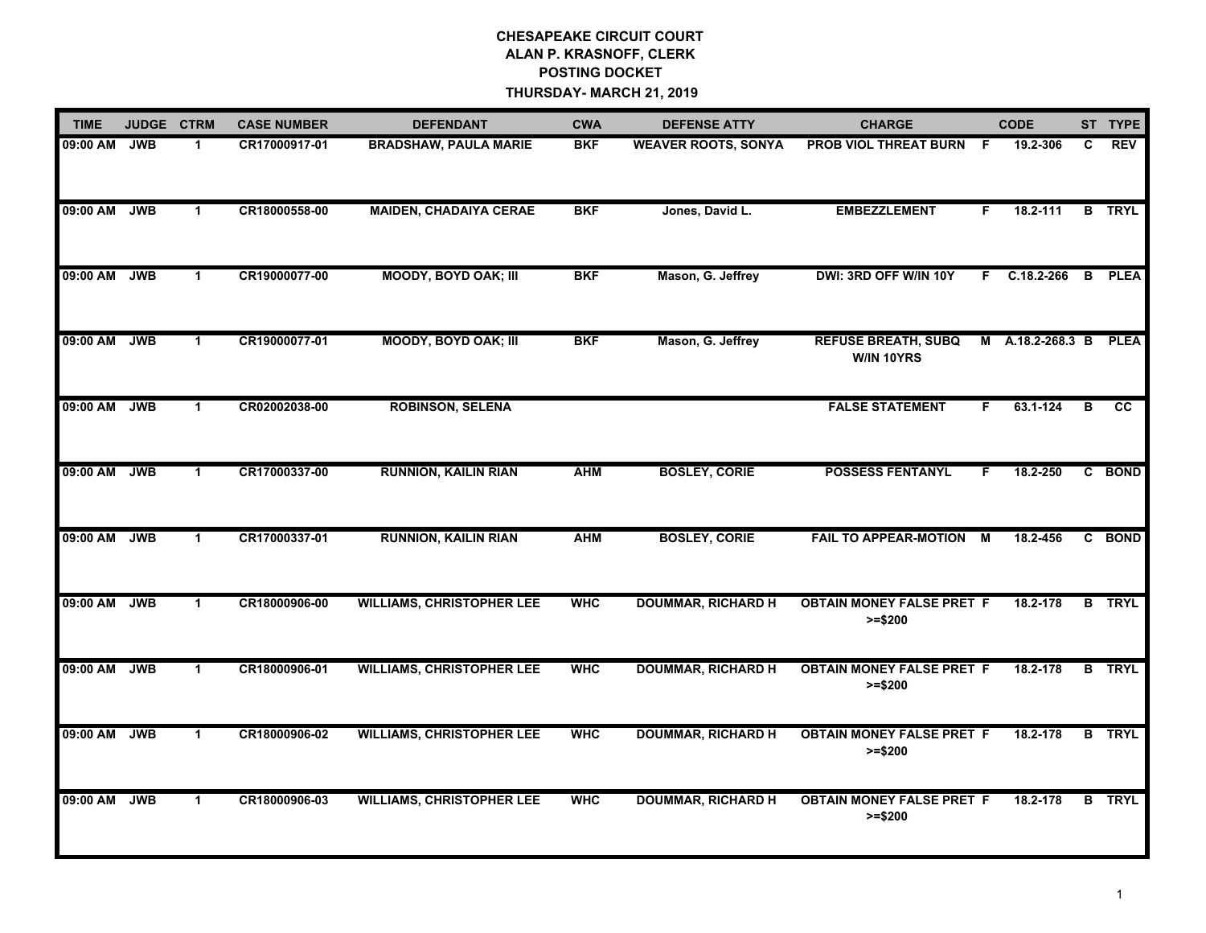**CHESAPEAKE CIRCUIT COURT**
**ALAN P. KRASNOFF, CLERK**
**POSTING DOCKET**
**THURSDAY- MARCH 21, 2019**

| TIME | JUDGE | CTRM | CASE NUMBER | DEFENDANT | CWA | DEFENSE ATTY | CHARGE | | CODE | ST | TYPE |
|---|---|---|---|---|---|---|---|---|---|---|---|
| 09:00 AM | JWB | 1 | CR17000917-01 | BRADSHAW, PAULA MARIE | BKF | WEAVER ROOTS, SONYA | PROB VIOL THREAT BURN | F | 19.2-306 | C | REV |
| 09:00 AM | JWB | 1 | CR18000558-00 | MAIDEN, CHADAIYA CERAE | BKF | Jones, David L. | EMBEZZLEMENT | F | 18.2-111 | B | TRYL |
| 09:00 AM | JWB | 1 | CR19000077-00 | MOODY, BOYD OAK; III | BKF | Mason, G. Jeffrey | DWI: 3RD OFF W/IN 10Y | F | C.18.2-266 | B | PLEA |
| 09:00 AM | JWB | 1 | CR19000077-01 | MOODY, BOYD OAK; III | BKF | Mason, G. Jeffrey | REFUSE BREATH, SUBQ W/IN 10YRS | M | A.18.2-268.3 | B | PLEA |
| 09:00 AM | JWB | 1 | CR02002038-00 | ROBINSON, SELENA | | | FALSE STATEMENT | F | 63.1-124 | B | CC |
| 09:00 AM | JWB | 1 | CR17000337-00 | RUNNION, KAILIN RIAN | AHM | BOSLEY, CORIE | POSSESS FENTANYL | F | 18.2-250 | C | BOND |
| 09:00 AM | JWB | 1 | CR17000337-01 | RUNNION, KAILIN RIAN | AHM | BOSLEY, CORIE | FAIL TO APPEAR-MOTION | M | 18.2-456 | C | BOND |
| 09:00 AM | JWB | 1 | CR18000906-00 | WILLIAMS, CHRISTOPHER LEE | WHC | DOUMMAR, RICHARD H | OBTAIN MONEY FALSE PRET >=$200 | F | 18.2-178 | B | TRYL |
| 09:00 AM | JWB | 1 | CR18000906-01 | WILLIAMS, CHRISTOPHER LEE | WHC | DOUMMAR, RICHARD H | OBTAIN MONEY FALSE PRET >=$200 | F | 18.2-178 | B | TRYL |
| 09:00 AM | JWB | 1 | CR18000906-02 | WILLIAMS, CHRISTOPHER LEE | WHC | DOUMMAR, RICHARD H | OBTAIN MONEY FALSE PRET >=$200 | F | 18.2-178 | B | TRYL |
| 09:00 AM | JWB | 1 | CR18000906-03 | WILLIAMS, CHRISTOPHER LEE | WHC | DOUMMAR, RICHARD H | OBTAIN MONEY FALSE PRET >=$200 | F | 18.2-178 | B | TRYL |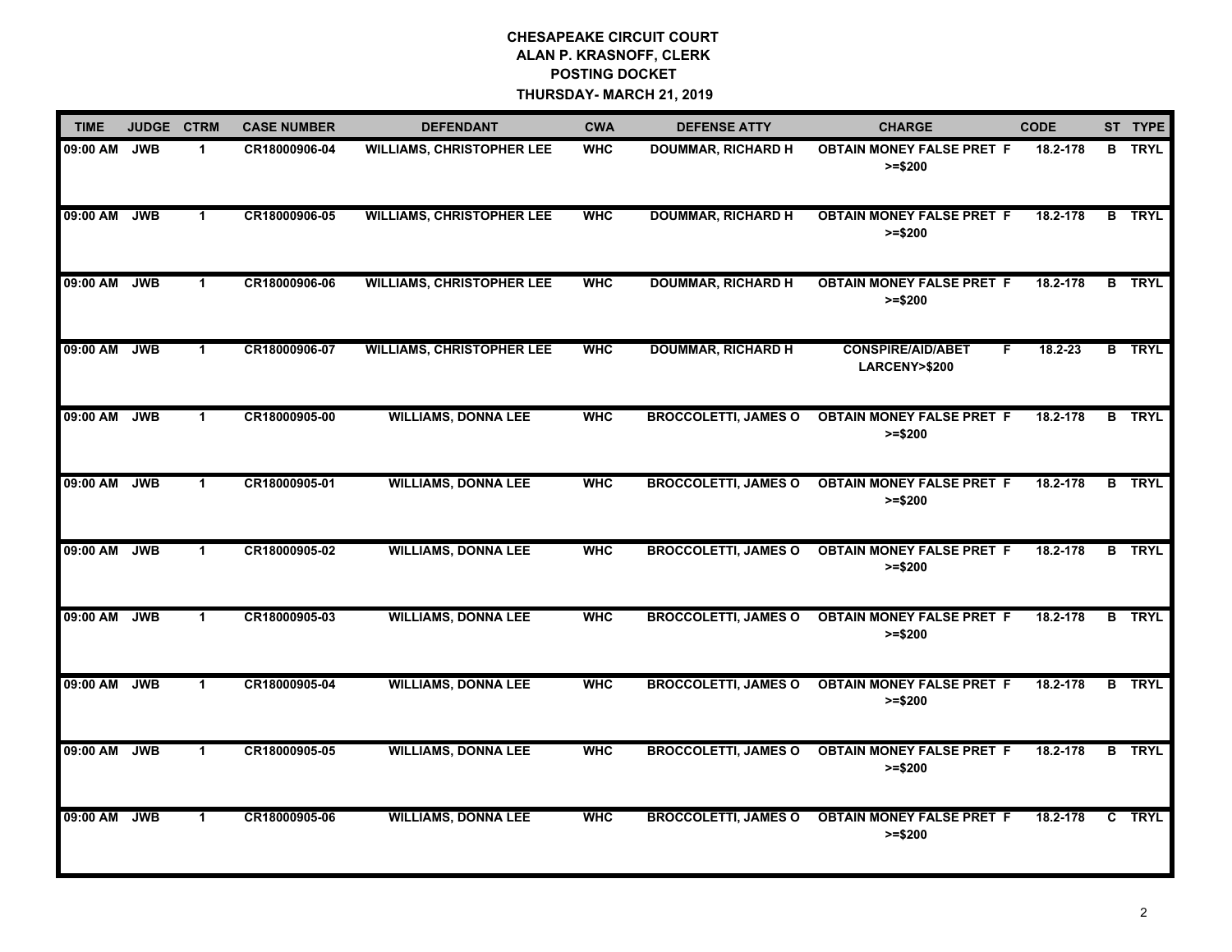**CHESAPEAKE CIRCUIT COURT**
**ALAN P. KRASNOFF, CLERK**
**POSTING DOCKET**
**THURSDAY- MARCH 21, 2019**

| TIME | JUDGE | CTRM | CASE NUMBER | DEFENDANT | CWA | DEFENSE ATTY | CHARGE | | CODE | ST | TYPE |
|---|---|---|---|---|---|---|---|---|---|---|---|
| 09:00 AM | JWB | 1 | CR18000906-04 | WILLIAMS, CHRISTOPHER LEE | WHC | DOUMMAR, RICHARD H | OBTAIN MONEY FALSE PRET >=$200 | F | 18.2-178 | B | TRYL |
| 09:00 AM | JWB | 1 | CR18000906-05 | WILLIAMS, CHRISTOPHER LEE | WHC | DOUMMAR, RICHARD H | OBTAIN MONEY FALSE PRET >=$200 | F | 18.2-178 | B | TRYL |
| 09:00 AM | JWB | 1 | CR18000906-06 | WILLIAMS, CHRISTOPHER LEE | WHC | DOUMMAR, RICHARD H | OBTAIN MONEY FALSE PRET >=$200 | F | 18.2-178 | B | TRYL |
| 09:00 AM | JWB | 1 | CR18000906-07 | WILLIAMS, CHRISTOPHER LEE | WHC | DOUMMAR, RICHARD H | CONSPIRE/AID/ABET LARCENY>$200 | F | 18.2-23 | B | TRYL |
| 09:00 AM | JWB | 1 | CR18000905-00 | WILLIAMS, DONNA LEE | WHC | BROCCOLETTI, JAMES O | OBTAIN MONEY FALSE PRET >=$200 | F | 18.2-178 | B | TRYL |
| 09:00 AM | JWB | 1 | CR18000905-01 | WILLIAMS, DONNA LEE | WHC | BROCCOLETTI, JAMES O | OBTAIN MONEY FALSE PRET >=$200 | F | 18.2-178 | B | TRYL |
| 09:00 AM | JWB | 1 | CR18000905-02 | WILLIAMS, DONNA LEE | WHC | BROCCOLETTI, JAMES O | OBTAIN MONEY FALSE PRET >=$200 | F | 18.2-178 | B | TRYL |
| 09:00 AM | JWB | 1 | CR18000905-03 | WILLIAMS, DONNA LEE | WHC | BROCCOLETTI, JAMES O | OBTAIN MONEY FALSE PRET >=$200 | F | 18.2-178 | B | TRYL |
| 09:00 AM | JWB | 1 | CR18000905-04 | WILLIAMS, DONNA LEE | WHC | BROCCOLETTI, JAMES O | OBTAIN MONEY FALSE PRET >=$200 | F | 18.2-178 | B | TRYL |
| 09:00 AM | JWB | 1 | CR18000905-05 | WILLIAMS, DONNA LEE | WHC | BROCCOLETTI, JAMES O | OBTAIN MONEY FALSE PRET >=$200 | F | 18.2-178 | B | TRYL |
| 09:00 AM | JWB | 1 | CR18000905-06 | WILLIAMS, DONNA LEE | WHC | BROCCOLETTI, JAMES O | OBTAIN MONEY FALSE PRET >=$200 | F | 18.2-178 | C | TRYL |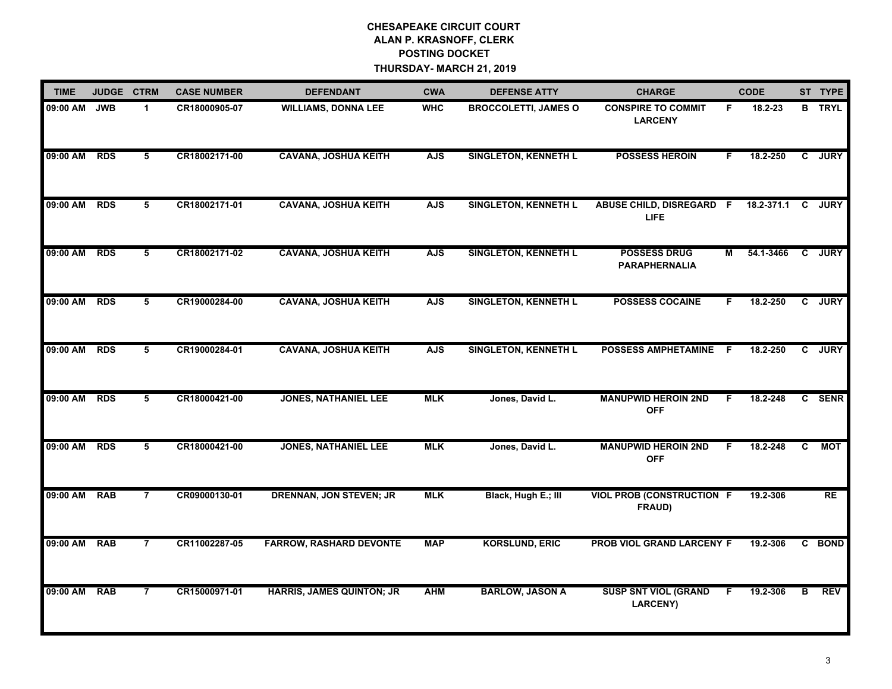**CHESAPEAKE CIRCUIT COURT**
**ALAN P. KRASNOFF, CLERK**
**POSTING DOCKET**
**THURSDAY- MARCH 21, 2019**

| TIME | JUDGE | CTRM | CASE NUMBER | DEFENDANT | CWA | DEFENSE ATTY | CHARGE | | CODE | ST | TYPE |
|---|---|---|---|---|---|---|---|---|---|---|---|
| 09:00 AM | JWB | 1 | CR18000905-07 | WILLIAMS, DONNA LEE | WHC | BROCCOLETTI, JAMES O | CONSPIRE TO COMMIT LARCENY | F | 18.2-23 | B | TRYL |
| 09:00 AM | RDS | 5 | CR18002171-00 | CAVANA, JOSHUA KEITH | AJS | SINGLETON, KENNETH L | POSSESS HEROIN | F | 18.2-250 | C | JURY |
| 09:00 AM | RDS | 5 | CR18002171-01 | CAVANA, JOSHUA KEITH | AJS | SINGLETON, KENNETH L | ABUSE CHILD, DISREGARD LIFE | F | 18.2-371.1 | C | JURY |
| 09:00 AM | RDS | 5 | CR18002171-02 | CAVANA, JOSHUA KEITH | AJS | SINGLETON, KENNETH L | POSSESS DRUG PARAPHERNALIA | M | 54.1-3466 | C | JURY |
| 09:00 AM | RDS | 5 | CR19000284-00 | CAVANA, JOSHUA KEITH | AJS | SINGLETON, KENNETH L | POSSESS COCAINE | F | 18.2-250 | C | JURY |
| 09:00 AM | RDS | 5 | CR19000284-01 | CAVANA, JOSHUA KEITH | AJS | SINGLETON, KENNETH L | POSSESS AMPHETAMINE | F | 18.2-250 | C | JURY |
| 09:00 AM | RDS | 5 | CR18000421-00 | JONES, NATHANIEL LEE | MLK | Jones, David L. | MANUPWID HEROIN 2ND OFF | F | 18.2-248 | C | SENR |
| 09:00 AM | RDS | 5 | CR18000421-00 | JONES, NATHANIEL LEE | MLK | Jones, David L. | MANUPWID HEROIN 2ND OFF | F | 18.2-248 | C | MOT |
| 09:00 AM | RAB | 7 | CR09000130-01 | DRENNAN, JON STEVEN; JR | MLK | Black, Hugh E.; III | VIOL PROB (CONSTRUCTION FRAUD) | F | 19.2-306 | | RE |
| 09:00 AM | RAB | 7 | CR11002287-05 | FARROW, RASHARD DEVONTE | MAP | KORSLUND, ERIC | PROB VIOL GRAND LARCENY | F | 19.2-306 | C | BOND |
| 09:00 AM | RAB | 7 | CR15000971-01 | HARRIS, JAMES QUINTON; JR | AHM | BARLOW, JASON A | SUSP SNT VIOL (GRAND LARCENY) | F | 19.2-306 | B | REV |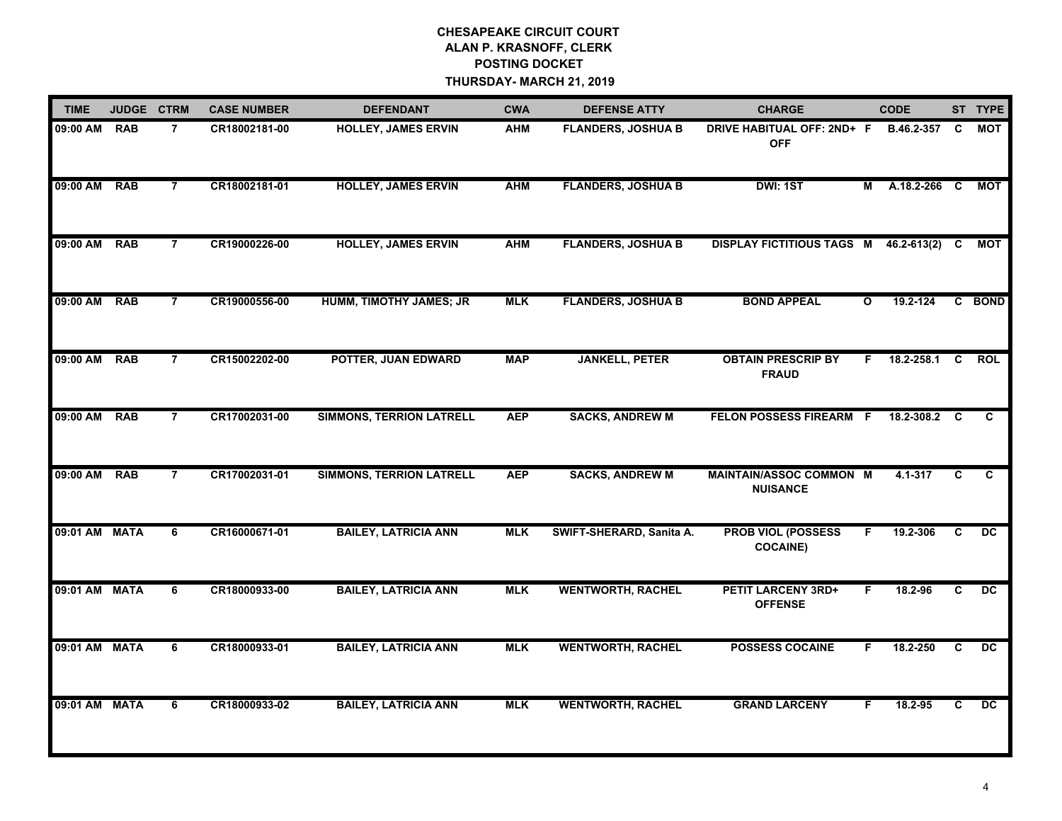# CHESAPEAKE CIRCUIT COURT
## ALAN P. KRASNOFF, CLERK
## POSTING DOCKET
## THURSDAY- MARCH 21, 2019

| TIME | JUDGE | CTRM | CASE NUMBER | DEFENDANT | CWA | DEFENSE ATTY | CHARGE | | CODE | ST | TYPE |
|---|---|---|---|---|---|---|---|---|---|---|---|
| 09:00 AM | RAB | 7 | CR18002181-00 | HOLLEY, JAMES ERVIN | AHM | FLANDERS, JOSHUA B | DRIVE HABITUAL OFF: 2ND+ OFF | F | B.46.2-357 | C | MOT |
| 09:00 AM | RAB | 7 | CR18002181-01 | HOLLEY, JAMES ERVIN | AHM | FLANDERS, JOSHUA B | DWI: 1ST | M | A.18.2-266 | C | MOT |
| 09:00 AM | RAB | 7 | CR19000226-00 | HOLLEY, JAMES ERVIN | AHM | FLANDERS, JOSHUA B | DISPLAY FICTITIOUS TAGS | M | 46.2-613(2) | C | MOT |
| 09:00 AM | RAB | 7 | CR19000556-00 | HUMM, TIMOTHY JAMES; JR | MLK | FLANDERS, JOSHUA B | BOND APPEAL | O | 19.2-124 | C | BOND |
| 09:00 AM | RAB | 7 | CR15002202-00 | POTTER, JUAN EDWARD | MAP | JANKELL, PETER | OBTAIN PRESCRIP BY FRAUD | F | 18.2-258.1 | C | ROL |
| 09:00 AM | RAB | 7 | CR17002031-00 | SIMMONS, TERRION LATRELL | AEP | SACKS, ANDREW M | FELON POSSESS FIREARM | F | 18.2-308.2 | C | C |
| 09:00 AM | RAB | 7 | CR17002031-01 | SIMMONS, TERRION LATRELL | AEP | SACKS, ANDREW M | MAINTAIN/ASSOC COMMON NUISANCE | M | 4.1-317 | C | C |
| 09:01 AM | MATA | 6 | CR16000671-01 | BAILEY, LATRICIA ANN | MLK | SWIFT-SHERARD, Sanita A. | PROB VIOL (POSSESS COCAINE) | F | 19.2-306 | C | DC |
| 09:01 AM | MATA | 6 | CR18000933-00 | BAILEY, LATRICIA ANN | MLK | WENTWORTH, RACHEL | PETIT LARCENY 3RD+ OFFENSE | F | 18.2-96 | C | DC |
| 09:01 AM | MATA | 6 | CR18000933-01 | BAILEY, LATRICIA ANN | MLK | WENTWORTH, RACHEL | POSSESS COCAINE | F | 18.2-250 | C | DC |
| 09:01 AM | MATA | 6 | CR18000933-02 | BAILEY, LATRICIA ANN | MLK | WENTWORTH, RACHEL | GRAND LARCENY | F | 18.2-95 | C | DC |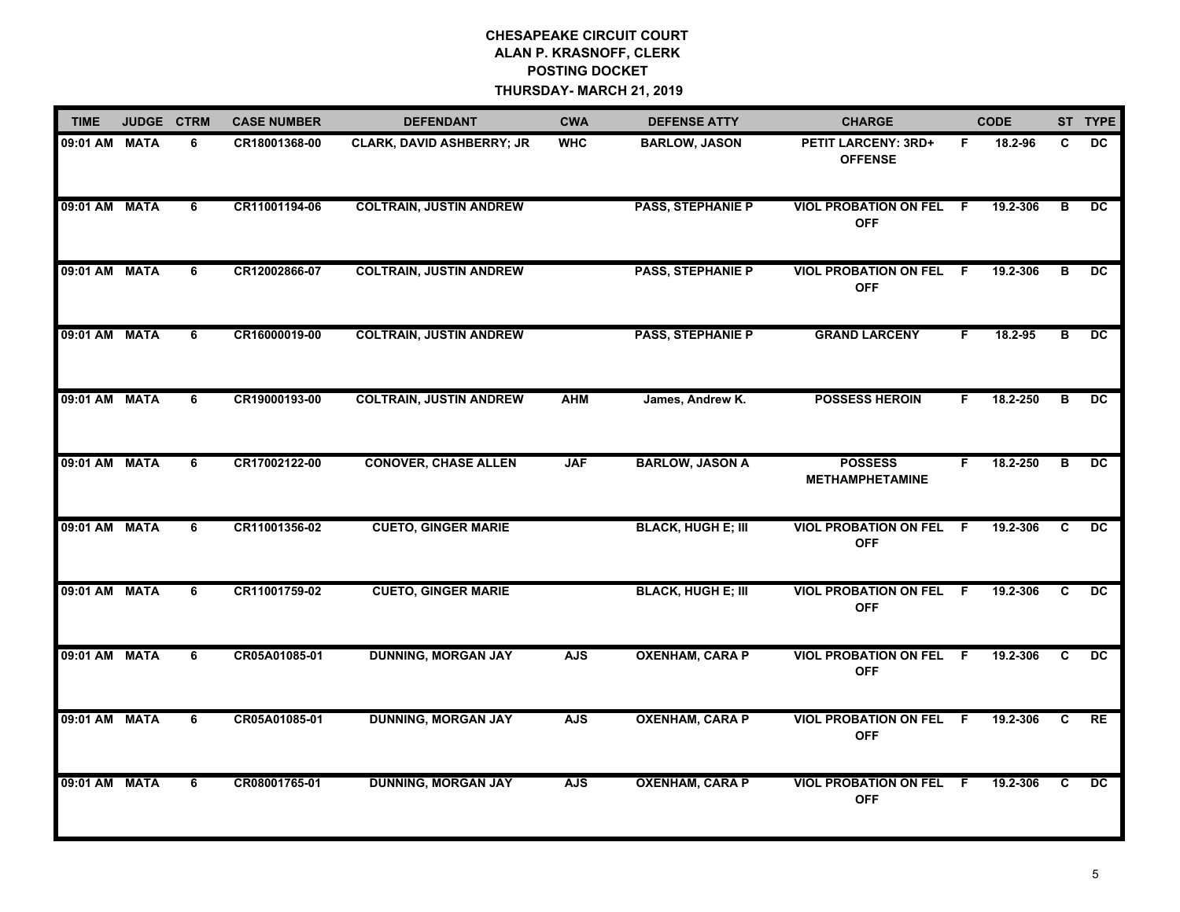# CHESAPEAKE CIRCUIT COURT
## ALAN P. KRASNOFF, CLERK
## POSTING DOCKET
## THURSDAY- MARCH 21, 2019

| TIME | JUDGE | CTRM | CASE NUMBER | DEFENDANT | CWA | DEFENSE ATTY | CHARGE | | CODE | ST | TYPE |
|---|---|---|---|---|---|---|---|---|---|---|---|
| 09:01 AM | MATA | 6 | CR18001368-00 | CLARK, DAVID ASHBERRY; JR | WHC | BARLOW, JASON | PETIT LARCENY: 3RD+ OFFENSE | F | 18.2-96 | C | DC |
| 09:01 AM | MATA | 6 | CR11001194-06 | COLTRAIN, JUSTIN ANDREW | | PASS, STEPHANIE P | VIOL PROBATION ON FEL OFF | F | 19.2-306 | B | DC |
| 09:01 AM | MATA | 6 | CR12002866-07 | COLTRAIN, JUSTIN ANDREW | | PASS, STEPHANIE P | VIOL PROBATION ON FEL OFF | F | 19.2-306 | B | DC |
| 09:01 AM | MATA | 6 | CR16000019-00 | COLTRAIN, JUSTIN ANDREW | | PASS, STEPHANIE P | GRAND LARCENY | F | 18.2-95 | B | DC |
| 09:01 AM | MATA | 6 | CR19000193-00 | COLTRAIN, JUSTIN ANDREW | AHM | James, Andrew K. | POSSESS HEROIN | F | 18.2-250 | B | DC |
| 09:01 AM | MATA | 6 | CR17002122-00 | CONOVER, CHASE ALLEN | JAF | BARLOW, JASON A | POSSESS METHAMPHETAMINE | F | 18.2-250 | B | DC |
| 09:01 AM | MATA | 6 | CR11001356-02 | CUETO, GINGER MARIE | | BLACK, HUGH E; III | VIOL PROBATION ON FEL OFF | F | 19.2-306 | C | DC |
| 09:01 AM | MATA | 6 | CR11001759-02 | CUETO, GINGER MARIE | | BLACK, HUGH E; III | VIOL PROBATION ON FEL OFF | F | 19.2-306 | C | DC |
| 09:01 AM | MATA | 6 | CR05A01085-01 | DUNNING, MORGAN JAY | AJS | OXENHAM, CARA P | VIOL PROBATION ON FEL OFF | F | 19.2-306 | C | DC |
| 09:01 AM | MATA | 6 | CR05A01085-01 | DUNNING, MORGAN JAY | AJS | OXENHAM, CARA P | VIOL PROBATION ON FEL OFF | F | 19.2-306 | C | RE |
| 09:01 AM | MATA | 6 | CR08001765-01 | DUNNING, MORGAN JAY | AJS | OXENHAM, CARA P | VIOL PROBATION ON FEL OFF | F | 19.2-306 | C | DC |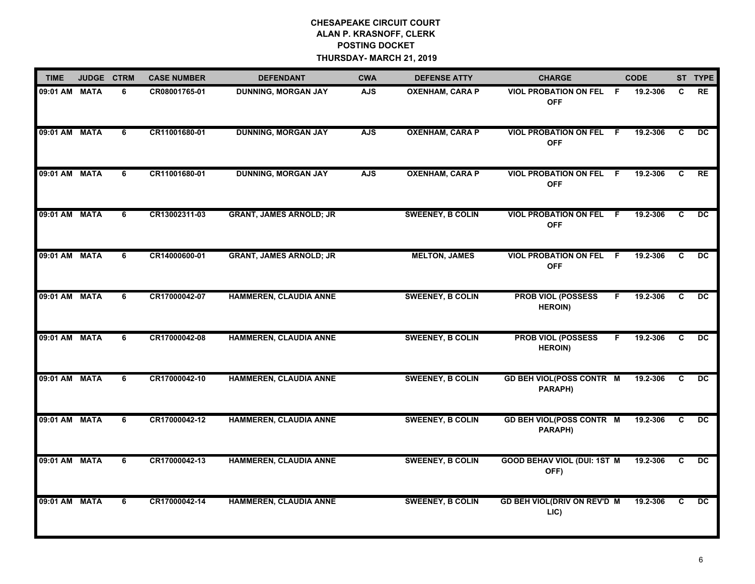# CHESAPEAKE CIRCUIT COURT
## ALAN P. KRASNOFF, CLERK
## POSTING DOCKET
## THURSDAY- MARCH 21, 2019

| TIME | JUDGE | CTRM | CASE NUMBER | DEFENDANT | CWA | DEFENSE ATTY | CHARGE | | CODE | ST | TYPE |
|---|---|---|---|---|---|---|---|---|---|---|---|
| 09:01 AM | MATA | 6 | CR08001765-01 | DUNNING, MORGAN JAY | AJS | OXENHAM, CARA P | VIOL PROBATION ON FEL OFF | F | 19.2-306 | C | RE |
| 09:01 AM | MATA | 6 | CR11001680-01 | DUNNING, MORGAN JAY | AJS | OXENHAM, CARA P | VIOL PROBATION ON FEL OFF | F | 19.2-306 | C | DC |
| 09:01 AM | MATA | 6 | CR11001680-01 | DUNNING, MORGAN JAY | AJS | OXENHAM, CARA P | VIOL PROBATION ON FEL OFF | F | 19.2-306 | C | RE |
| 09:01 AM | MATA | 6 | CR13002311-03 | GRANT, JAMES ARNOLD; JR | | SWEENEY, B COLIN | VIOL PROBATION ON FEL OFF | F | 19.2-306 | C | DC |
| 09:01 AM | MATA | 6 | CR14000600-01 | GRANT, JAMES ARNOLD; JR | | MELTON, JAMES | VIOL PROBATION ON FEL OFF | F | 19.2-306 | C | DC |
| 09:01 AM | MATA | 6 | CR17000042-07 | HAMMEREN, CLAUDIA ANNE | | SWEENEY, B COLIN | PROB VIOL (POSSESS HEROIN) | F | 19.2-306 | C | DC |
| 09:01 AM | MATA | 6 | CR17000042-08 | HAMMEREN, CLAUDIA ANNE | | SWEENEY, B COLIN | PROB VIOL (POSSESS HEROIN) | F | 19.2-306 | C | DC |
| 09:01 AM | MATA | 6 | CR17000042-10 | HAMMEREN, CLAUDIA ANNE | | SWEENEY, B COLIN | GD BEH VIOL(POSS CONTR PARAPH) | M | 19.2-306 | C | DC |
| 09:01 AM | MATA | 6 | CR17000042-12 | HAMMEREN, CLAUDIA ANNE | | SWEENEY, B COLIN | GD BEH VIOL(POSS CONTR PARAPH) | M | 19.2-306 | C | DC |
| 09:01 AM | MATA | 6 | CR17000042-13 | HAMMEREN, CLAUDIA ANNE | | SWEENEY, B COLIN | GOOD BEHAV VIOL (DUI: 1ST OFF) | M | 19.2-306 | C | DC |
| 09:01 AM | MATA | 6 | CR17000042-14 | HAMMEREN, CLAUDIA ANNE | | SWEENEY, B COLIN | GD BEH VIOL(DRIV ON REV'D LIC) | M | 19.2-306 | C | DC |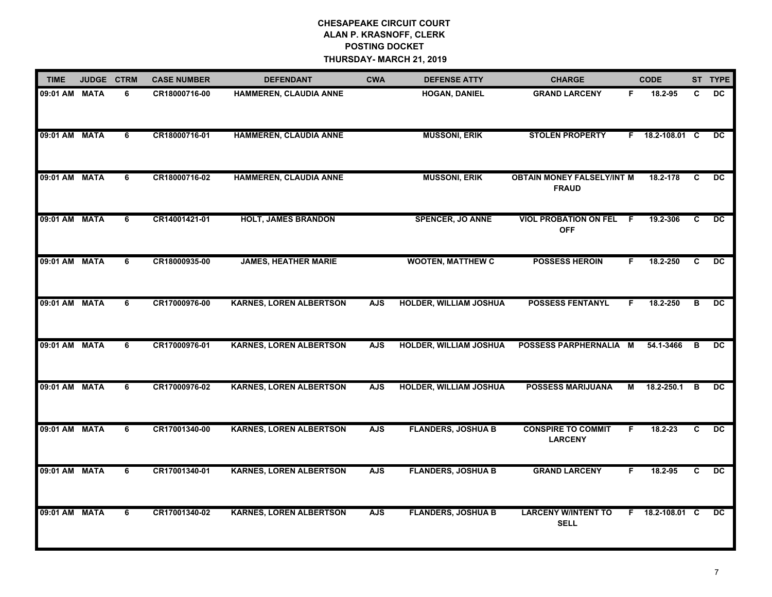# CHESAPEAKE CIRCUIT COURT
## ALAN P. KRASNOFF, CLERK
## POSTING DOCKET
## THURSDAY- MARCH 21, 2019

| TIME | JUDGE | CTRM | CASE NUMBER | DEFENDANT | CWA | DEFENSE ATTY | CHARGE | | CODE | ST | TYPE |
|---|---|---|---|---|---|---|---|---|---|---|---|
| 09:01 AM | MATA | 6 | CR18000716-00 | HAMMEREN, CLAUDIA ANNE | | HOGAN, DANIEL | GRAND LARCENY | F | 18.2-95 | C | DC |
| 09:01 AM | MATA | 6 | CR18000716-01 | HAMMEREN, CLAUDIA ANNE | | MUSSONI, ERIK | STOLEN PROPERTY | F | 18.2-108.01 | C | DC |
| 09:01 AM | MATA | 6 | CR18000716-02 | HAMMEREN, CLAUDIA ANNE | | MUSSONI, ERIK | OBTAIN MONEY FALSELY/INT FRAUD | M | 18.2-178 | C | DC |
| 09:01 AM | MATA | 6 | CR14001421-01 | HOLT, JAMES BRANDON | | SPENCER, JO ANNE | VIOL PROBATION ON FEL OFF | F | 19.2-306 | C | DC |
| 09:01 AM | MATA | 6 | CR18000935-00 | JAMES, HEATHER MARIE | | WOOTEN, MATTHEW C | POSSESS HEROIN | F | 18.2-250 | C | DC |
| 09:01 AM | MATA | 6 | CR17000976-00 | KARNES, LOREN ALBERTSON | AJS | HOLDER, WILLIAM JOSHUA | POSSESS FENTANYL | F | 18.2-250 | B | DC |
| 09:01 AM | MATA | 6 | CR17000976-01 | KARNES, LOREN ALBERTSON | AJS | HOLDER, WILLIAM JOSHUA | POSSESS PARPHERNALIA | M | 54.1-3466 | B | DC |
| 09:01 AM | MATA | 6 | CR17000976-02 | KARNES, LOREN ALBERTSON | AJS | HOLDER, WILLIAM JOSHUA | POSSESS MARIJUANA | M | 18.2-250.1 | B | DC |
| 09:01 AM | MATA | 6 | CR17001340-00 | KARNES, LOREN ALBERTSON | AJS | FLANDERS, JOSHUA B | CONSPIRE TO COMMIT LARCENY | F | 18.2-23 | C | DC |
| 09:01 AM | MATA | 6 | CR17001340-01 | KARNES, LOREN ALBERTSON | AJS | FLANDERS, JOSHUA B | GRAND LARCENY | F | 18.2-95 | C | DC |
| 09:01 AM | MATA | 6 | CR17001340-02 | KARNES, LOREN ALBERTSON | AJS | FLANDERS, JOSHUA B | LARCENY W/INTENT TO SELL | F | 18.2-108.01 | C | DC |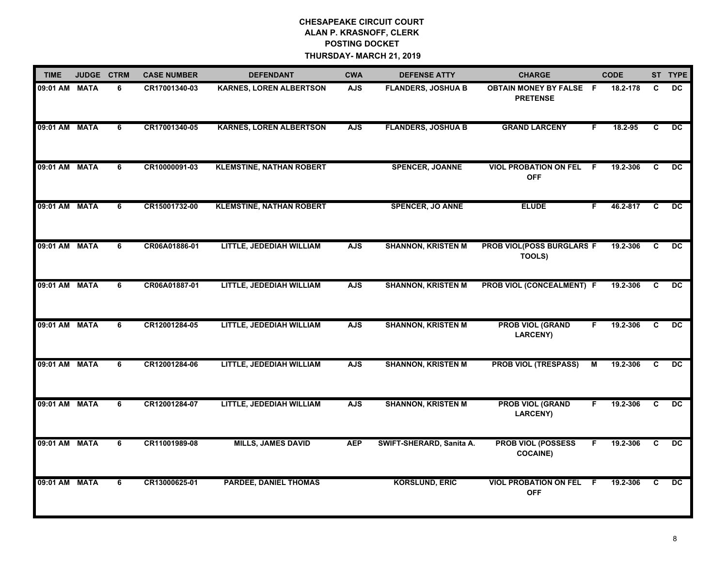# CHESAPEAKE CIRCUIT COURT
## ALAN P. KRASNOFF, CLERK
## POSTING DOCKET
## THURSDAY- MARCH 21, 2019

| TIME | JUDGE | CTRM | CASE NUMBER | DEFENDANT | CWA | DEFENSE ATTY | CHARGE | | CODE | ST | TYPE |
|---|---|---|---|---|---|---|---|---|---|---|---|
| 09:01 AM | MATA | 6 | CR17001340-03 | KARNES, LOREN ALBERTSON | AJS | FLANDERS, JOSHUA B | OBTAIN MONEY BY FALSE PRETENSE | F | 18.2-178 | C | DC |
| 09:01 AM | MATA | 6 | CR17001340-05 | KARNES, LOREN ALBERTSON | AJS | FLANDERS, JOSHUA B | GRAND LARCENY | F | 18.2-95 | C | DC |
| 09:01 AM | MATA | 6 | CR10000091-03 | KLEMSTINE, NATHAN ROBERT | | SPENCER, JOANNE | VIOL PROBATION ON FEL OFF | F | 19.2-306 | C | DC |
| 09:01 AM | MATA | 6 | CR15001732-00 | KLEMSTINE, NATHAN ROBERT | | SPENCER, JO ANNE | ELUDE | F | 46.2-817 | C | DC |
| 09:01 AM | MATA | 6 | CR06A01886-01 | LITTLE, JEDEDIAH WILLIAM | AJS | SHANNON, KRISTEN M | PROB VIOL(POSS BURGLARS TOOLS) | F | 19.2-306 | C | DC |
| 09:01 AM | MATA | 6 | CR06A01887-01 | LITTLE, JEDEDIAH WILLIAM | AJS | SHANNON, KRISTEN M | PROB VIOL (CONCEALMENT) | F | 19.2-306 | C | DC |
| 09:01 AM | MATA | 6 | CR12001284-05 | LITTLE, JEDEDIAH WILLIAM | AJS | SHANNON, KRISTEN M | PROB VIOL (GRAND LARCENY) | F | 19.2-306 | C | DC |
| 09:01 AM | MATA | 6 | CR12001284-06 | LITTLE, JEDEDIAH WILLIAM | AJS | SHANNON, KRISTEN M | PROB VIOL (TRESPASS) | M | 19.2-306 | C | DC |
| 09:01 AM | MATA | 6 | CR12001284-07 | LITTLE, JEDEDIAH WILLIAM | AJS | SHANNON, KRISTEN M | PROB VIOL (GRAND LARCENY) | F | 19.2-306 | C | DC |
| 09:01 AM | MATA | 6 | CR11001989-08 | MILLS, JAMES DAVID | AEP | SWIFT-SHERARD, Sanita A. | PROB VIOL (POSSESS COCAINE) | F | 19.2-306 | C | DC |
| 09:01 AM | MATA | 6 | CR13000625-01 | PARDEE, DANIEL THOMAS | | KORSLUND, ERIC | VIOL PROBATION ON FEL OFF | F | 19.2-306 | C | DC |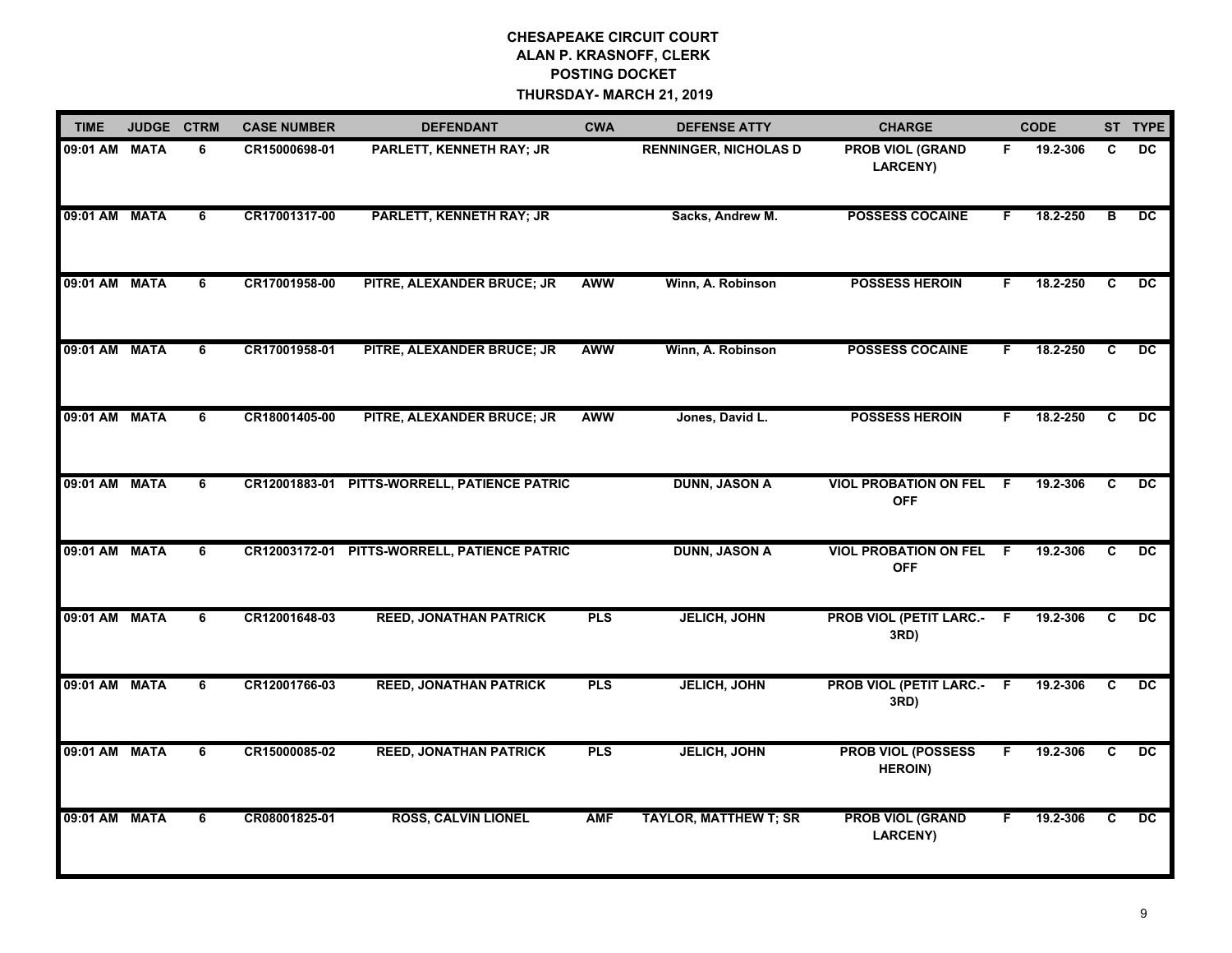# CHESAPEAKE CIRCUIT COURT
## ALAN P. KRASNOFF, CLERK
## POSTING DOCKET
## THURSDAY- MARCH 21, 2019

| TIME | JUDGE | CTRM | CASE NUMBER | DEFENDANT | CWA | DEFENSE ATTY | CHARGE | | CODE | ST | TYPE |
|---|---|---|---|---|---|---|---|---|---|---|---|
| 09:01 AM | MATA | 6 | CR15000698-01 | PARLETT, KENNETH RAY; JR | | RENNINGER, NICHOLAS D | PROB VIOL (GRAND LARCENY) | F | 19.2-306 | C | DC |
| 09:01 AM | MATA | 6 | CR17001317-00 | PARLETT, KENNETH RAY; JR | | Sacks, Andrew M. | POSSESS COCAINE | F | 18.2-250 | B | DC |
| 09:01 AM | MATA | 6 | CR17001958-00 | PITRE, ALEXANDER BRUCE; JR | AWW | Winn, A. Robinson | POSSESS HEROIN | F | 18.2-250 | C | DC |
| 09:01 AM | MATA | 6 | CR17001958-01 | PITRE, ALEXANDER BRUCE; JR | AWW | Winn, A. Robinson | POSSESS COCAINE | F | 18.2-250 | C | DC |
| 09:01 AM | MATA | 6 | CR18001405-00 | PITRE, ALEXANDER BRUCE; JR | AWW | Jones, David L. | POSSESS HEROIN | F | 18.2-250 | C | DC |
| 09:01 AM | MATA | 6 | CR12001883-01 | PITTS-WORRELL, PATIENCE PATRIC | | DUNN, JASON A | VIOL PROBATION ON FEL OFF | F | 19.2-306 | C | DC |
| 09:01 AM | MATA | 6 | CR12003172-01 | PITTS-WORRELL, PATIENCE PATRIC | | DUNN, JASON A | VIOL PROBATION ON FEL OFF | F | 19.2-306 | C | DC |
| 09:01 AM | MATA | 6 | CR12001648-03 | REED, JONATHAN PATRICK | PLS | JELICH, JOHN | PROB VIOL (PETIT LARC.- 3RD) | F | 19.2-306 | C | DC |
| 09:01 AM | MATA | 6 | CR12001766-03 | REED, JONATHAN PATRICK | PLS | JELICH, JOHN | PROB VIOL (PETIT LARC.- 3RD) | F | 19.2-306 | C | DC |
| 09:01 AM | MATA | 6 | CR15000085-02 | REED, JONATHAN PATRICK | PLS | JELICH, JOHN | PROB VIOL (POSSESS HEROIN) | F | 19.2-306 | C | DC |
| 09:01 AM | MATA | 6 | CR08001825-01 | ROSS, CALVIN LIONEL | AMF | TAYLOR, MATTHEW T; SR | PROB VIOL (GRAND LARCENY) | F | 19.2-306 | C | DC |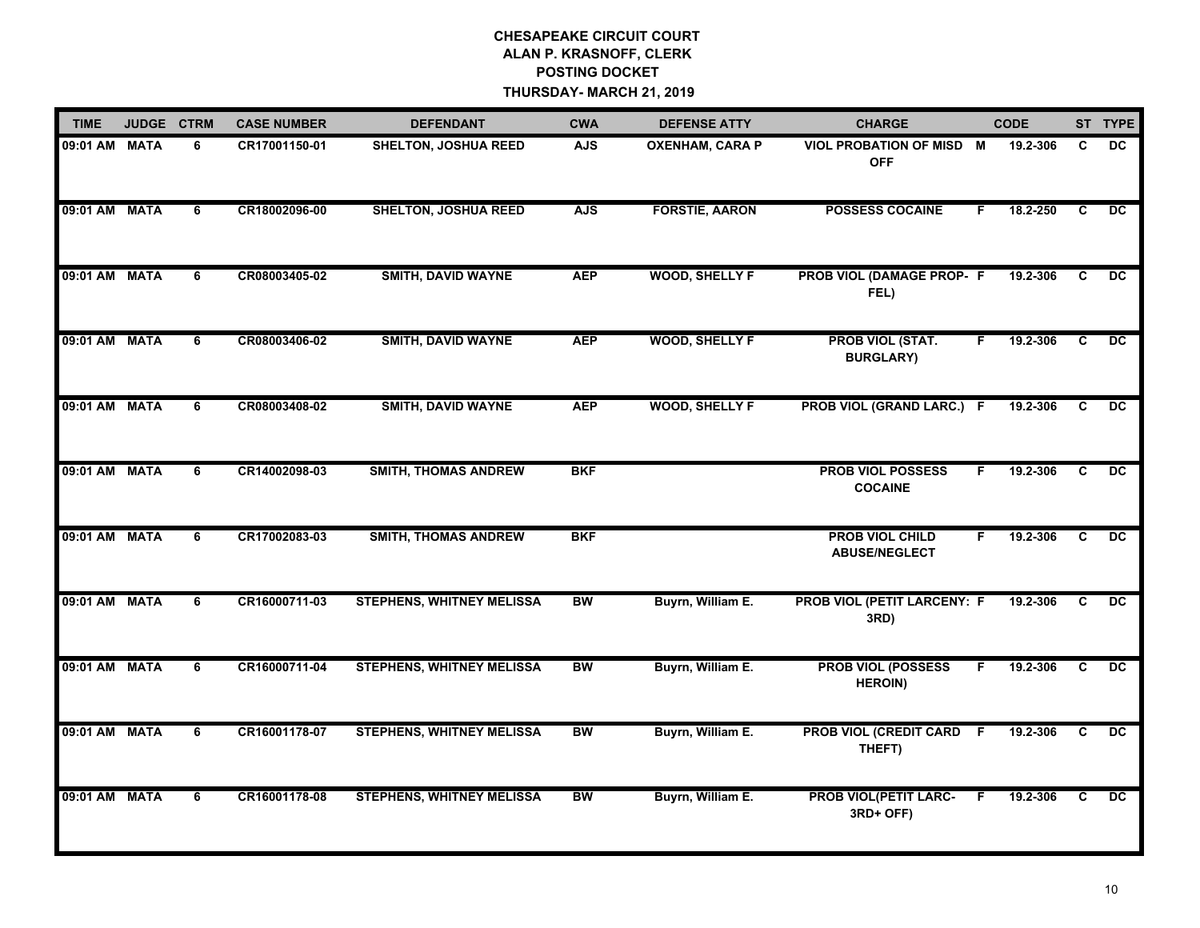# CHESAPEAKE CIRCUIT COURT
## ALAN P. KRASNOFF, CLERK
## POSTING DOCKET
## THURSDAY- MARCH 21, 2019

| TIME | JUDGE | CTRM | CASE NUMBER | DEFENDANT | CWA | DEFENSE ATTY | CHARGE | | CODE | ST | TYPE |
|---|---|---|---|---|---|---|---|---|---|---|---|
| 09:01 AM | MATA | 6 | CR17001150-01 | SHELTON, JOSHUA REED | AJS | OXENHAM, CARA P | VIOL PROBATION OF MISD OFF | M | 19.2-306 | C | DC |
| 09:01 AM | MATA | 6 | CR18002096-00 | SHELTON, JOSHUA REED | AJS | FORSTIE, AARON | POSSESS COCAINE | F | 18.2-250 | C | DC |
| 09:01 AM | MATA | 6 | CR08003405-02 | SMITH, DAVID WAYNE | AEP | WOOD, SHELLY F | PROB VIOL (DAMAGE PROP- FEL) | F | 19.2-306 | C | DC |
| 09:01 AM | MATA | 6 | CR08003406-02 | SMITH, DAVID WAYNE | AEP | WOOD, SHELLY F | PROB VIOL (STAT. BURGLARY) | F | 19.2-306 | C | DC |
| 09:01 AM | MATA | 6 | CR08003408-02 | SMITH, DAVID WAYNE | AEP | WOOD, SHELLY F | PROB VIOL (GRAND LARC.) | F | 19.2-306 | C | DC |
| 09:01 AM | MATA | 6 | CR14002098-03 | SMITH, THOMAS ANDREW | BKF | | PROB VIOL POSSESS COCAINE | F | 19.2-306 | C | DC |
| 09:01 AM | MATA | 6 | CR17002083-03 | SMITH, THOMAS ANDREW | BKF | | PROB VIOL CHILD ABUSE/NEGLECT | F | 19.2-306 | C | DC |
| 09:01 AM | MATA | 6 | CR16000711-03 | STEPHENS, WHITNEY MELISSA | BW | Buyrn, William E. | PROB VIOL (PETIT LARCENY: 3RD) | F | 19.2-306 | C | DC |
| 09:01 AM | MATA | 6 | CR16000711-04 | STEPHENS, WHITNEY MELISSA | BW | Buyrn, William E. | PROB VIOL (POSSESS HEROIN) | F | 19.2-306 | C | DC |
| 09:01 AM | MATA | 6 | CR16001178-07 | STEPHENS, WHITNEY MELISSA | BW | Buyrn, William E. | PROB VIOL (CREDIT CARD THEFT) | F | 19.2-306 | C | DC |
| 09:01 AM | MATA | 6 | CR16001178-08 | STEPHENS, WHITNEY MELISSA | BW | Buyrn, William E. | PROB VIOL(PETIT LARC- 3RD+ OFF) | F | 19.2-306 | C | DC |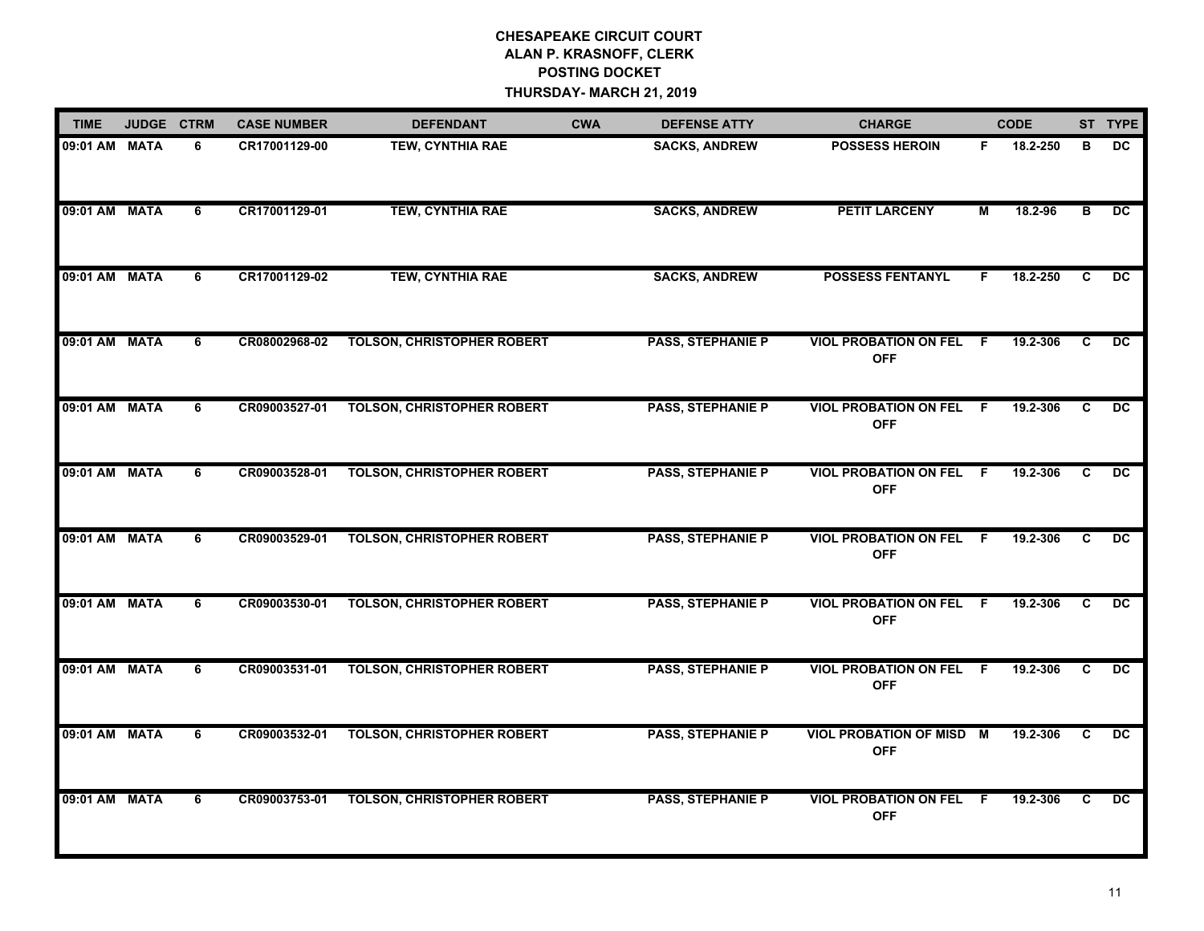# CHESAPEAKE CIRCUIT COURT
## ALAN P. KRASNOFF, CLERK
## POSTING DOCKET
## THURSDAY- MARCH 21, 2019

| TIME | JUDGE | CTRM | CASE NUMBER | DEFENDANT | CWA | DEFENSE ATTY | CHARGE | | CODE | ST | TYPE |
|---|---|---|---|---|---|---|---|---|---|---|---|
| 09:01 AM | MATA | 6 | CR17001129-00 | TEW, CYNTHIA RAE | | SACKS, ANDREW | POSSESS HEROIN | F | 18.2-250 | B | DC |
| 09:01 AM | MATA | 6 | CR17001129-01 | TEW, CYNTHIA RAE | | SACKS, ANDREW | PETIT LARCENY | M | 18.2-96 | B | DC |
| 09:01 AM | MATA | 6 | CR17001129-02 | TEW, CYNTHIA RAE | | SACKS, ANDREW | POSSESS FENTANYL | F | 18.2-250 | C | DC |
| 09:01 AM | MATA | 6 | CR08002968-02 | TOLSON, CHRISTOPHER ROBERT | | PASS, STEPHANIE P | VIOL PROBATION ON FEL OFF | F | 19.2-306 | C | DC |
| 09:01 AM | MATA | 6 | CR09003527-01 | TOLSON, CHRISTOPHER ROBERT | | PASS, STEPHANIE P | VIOL PROBATION ON FEL OFF | F | 19.2-306 | C | DC |
| 09:01 AM | MATA | 6 | CR09003528-01 | TOLSON, CHRISTOPHER ROBERT | | PASS, STEPHANIE P | VIOL PROBATION ON FEL OFF | F | 19.2-306 | C | DC |
| 09:01 AM | MATA | 6 | CR09003529-01 | TOLSON, CHRISTOPHER ROBERT | | PASS, STEPHANIE P | VIOL PROBATION ON FEL OFF | F | 19.2-306 | C | DC |
| 09:01 AM | MATA | 6 | CR09003530-01 | TOLSON, CHRISTOPHER ROBERT | | PASS, STEPHANIE P | VIOL PROBATION ON FEL OFF | F | 19.2-306 | C | DC |
| 09:01 AM | MATA | 6 | CR09003531-01 | TOLSON, CHRISTOPHER ROBERT | | PASS, STEPHANIE P | VIOL PROBATION ON FEL OFF | F | 19.2-306 | C | DC |
| 09:01 AM | MATA | 6 | CR09003532-01 | TOLSON, CHRISTOPHER ROBERT | | PASS, STEPHANIE P | VIOL PROBATION OF MISD OFF | M | 19.2-306 | C | DC |
| 09:01 AM | MATA | 6 | CR09003753-01 | TOLSON, CHRISTOPHER ROBERT | | PASS, STEPHANIE P | VIOL PROBATION ON FEL OFF | F | 19.2-306 | C | DC |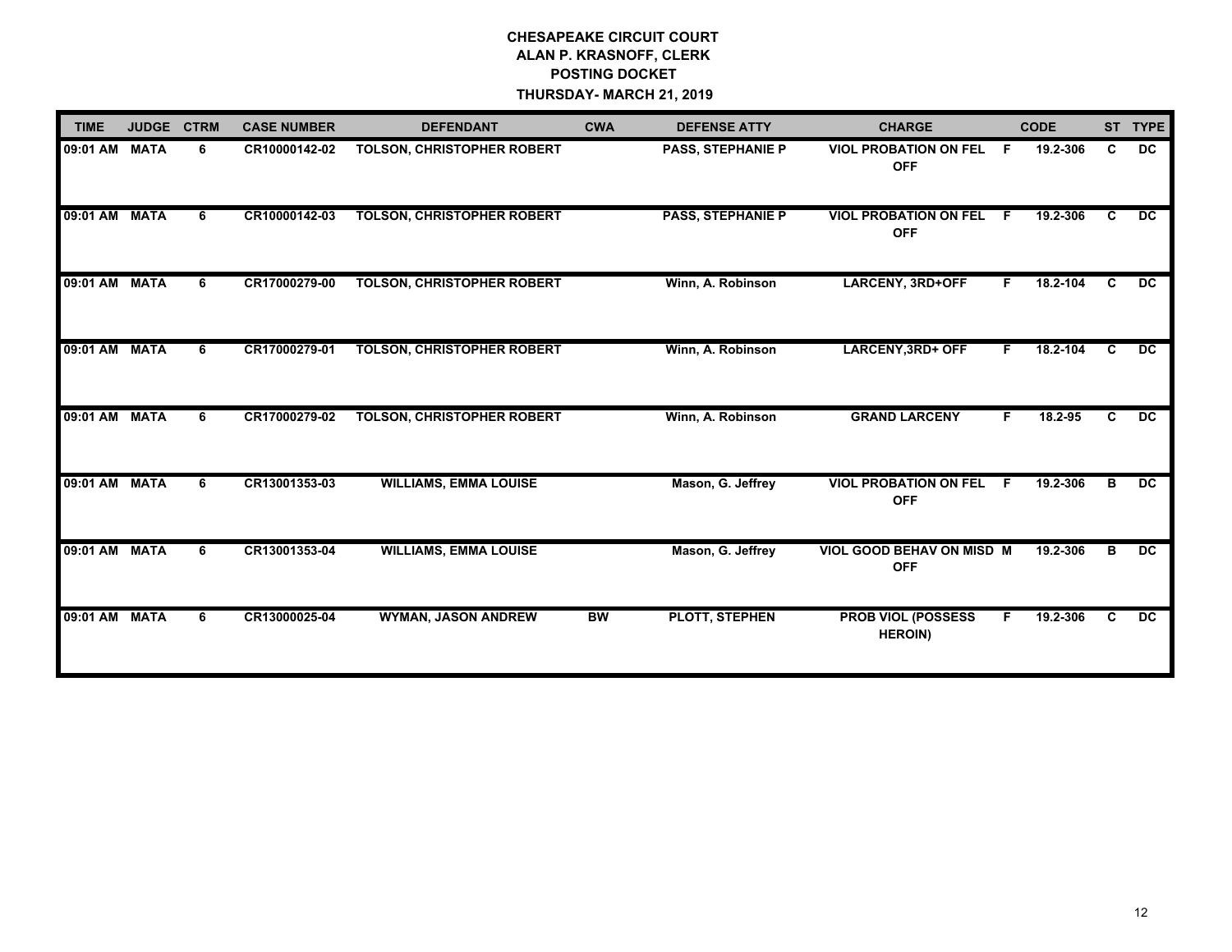# CHESAPEAKE CIRCUIT COURT
## ALAN P. KRASNOFF, CLERK
## POSTING DOCKET
## THURSDAY- MARCH 21, 2019

| TIME | JUDGE | CTRM | CASE NUMBER | DEFENDANT | CWA | DEFENSE ATTY | CHARGE | | CODE | ST | TYPE |
|---|---|---|---|---|---|---|---|---|---|---|---|
| 09:01 AM | MATA | 6 | CR10000142-02 | TOLSON, CHRISTOPHER ROBERT | | PASS, STEPHANIE P | VIOL PROBATION ON FEL OFF | F | 19.2-306 | C | DC |
| 09:01 AM | MATA | 6 | CR10000142-03 | TOLSON, CHRISTOPHER ROBERT | | PASS, STEPHANIE P | VIOL PROBATION ON FEL OFF | F | 19.2-306 | C | DC |
| 09:01 AM | MATA | 6 | CR17000279-00 | TOLSON, CHRISTOPHER ROBERT | | Winn, A. Robinson | LARCENY, 3RD+OFF | F | 18.2-104 | C | DC |
| 09:01 AM | MATA | 6 | CR17000279-01 | TOLSON, CHRISTOPHER ROBERT | | Winn, A. Robinson | LARCENY,3RD+ OFF | F | 18.2-104 | C | DC |
| 09:01 AM | MATA | 6 | CR17000279-02 | TOLSON, CHRISTOPHER ROBERT | | Winn, A. Robinson | GRAND LARCENY | F | 18.2-95 | C | DC |
| 09:01 AM | MATA | 6 | CR13001353-03 | WILLIAMS, EMMA LOUISE | | Mason, G. Jeffrey | VIOL PROBATION ON FEL OFF | F | 19.2-306 | B | DC |
| 09:01 AM | MATA | 6 | CR13001353-04 | WILLIAMS, EMMA LOUISE | | Mason, G. Jeffrey | VIOL GOOD BEHAV ON MISD OFF | M | 19.2-306 | B | DC |
| 09:01 AM | MATA | 6 | CR13000025-04 | WYMAN, JASON ANDREW | BW | PLOTT, STEPHEN | PROB VIOL (POSSESS HEROIN) | F | 19.2-306 | C | DC |